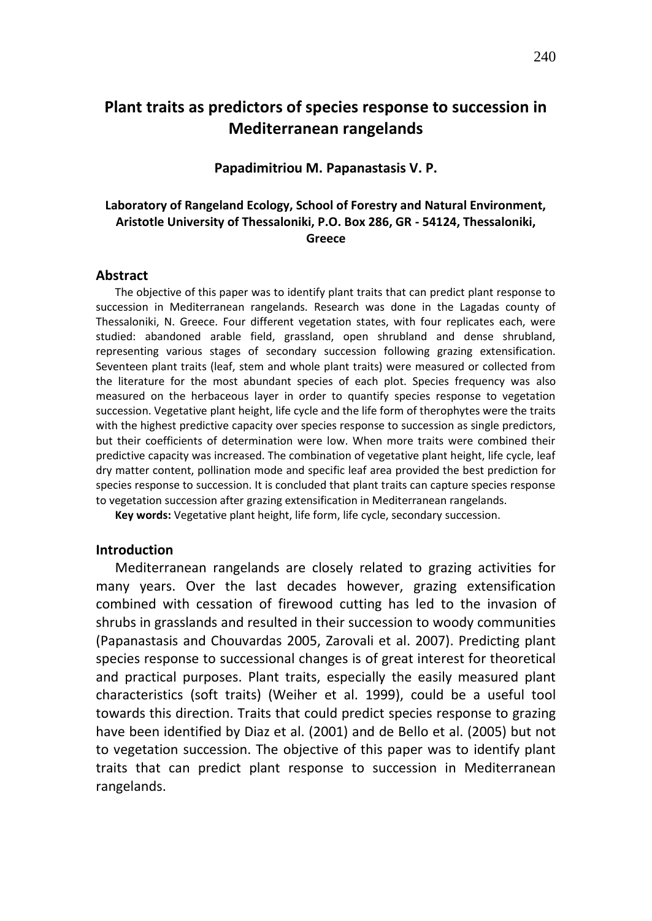# Plant traits as predictors of species response to succession in Mediterranean rangelands

**Papadimitriou M. Papanastasis V. P.**

**Laboratory of Rangeland Ecology, School of Forestry and Natural Environment, Aristotle University of Thessaloniki, P.O. Box 286, GR - 54124, Thessaloniki, Greece**

## Abstract

The objective of this paper was to identify plant traits that can predict plant response to succession in Mediterranean rangelands. Research was done in the Lagadas county of Thessaloniki, N. Greece. Four different vegetation states, with four replicates each, were studied: abandoned arable field, grassland, open shrubland and dense shrubland, representing various stages of secondary succession following grazing extensification. Seventeen plant traits (leaf, stem and whole plant traits) were measured or collected from the literature for the most abundant species of each plot. Species frequency was also measured on the herbaceous layer in order to quantify species response to vegetation succession. Vegetative plant height, life cycle and the life form of therophytes were the traits with the highest predictive capacity over species response to succession as single predictors, but their coefficients of determination were low. When more traits were combined their predictive capacity was increased. The combination of vegetative plant height, life cycle, leaf dry matter content, pollination mode and specific leaf area provided the best prediction for species response to succession. It is concluded that plant traits can capture species response to vegetation succession after grazing extensification in Mediterranean rangelands.

**Key words:** Vegetative plant height, life form, life cycle, secondary succession.

## Introduction

Mediterranean rangelands are closely related to grazing activities for many years. Over the last decades however, grazing extensification combined with cessation of firewood cutting has led to the invasion of shrubs in grasslands and resulted in their succession to woody communities (Papanastasis and Chouvardas 2005, Zarovali et al. 2007). Predicting plant species response to successional changes is of great interest for theoretical and practical purposes. Plant traits, especially the easily measured plant characteristics (soft traits) (Weiher et al. 1999), could be a useful tool towards this direction. Traits that could predict species response to grazing have been identified by Diaz et al. (2001) and de Bello et al. (2005) but not to vegetation succession. The objective of this paper was to identify plant traits that can predict plant response to succession in Mediterranean rangelands.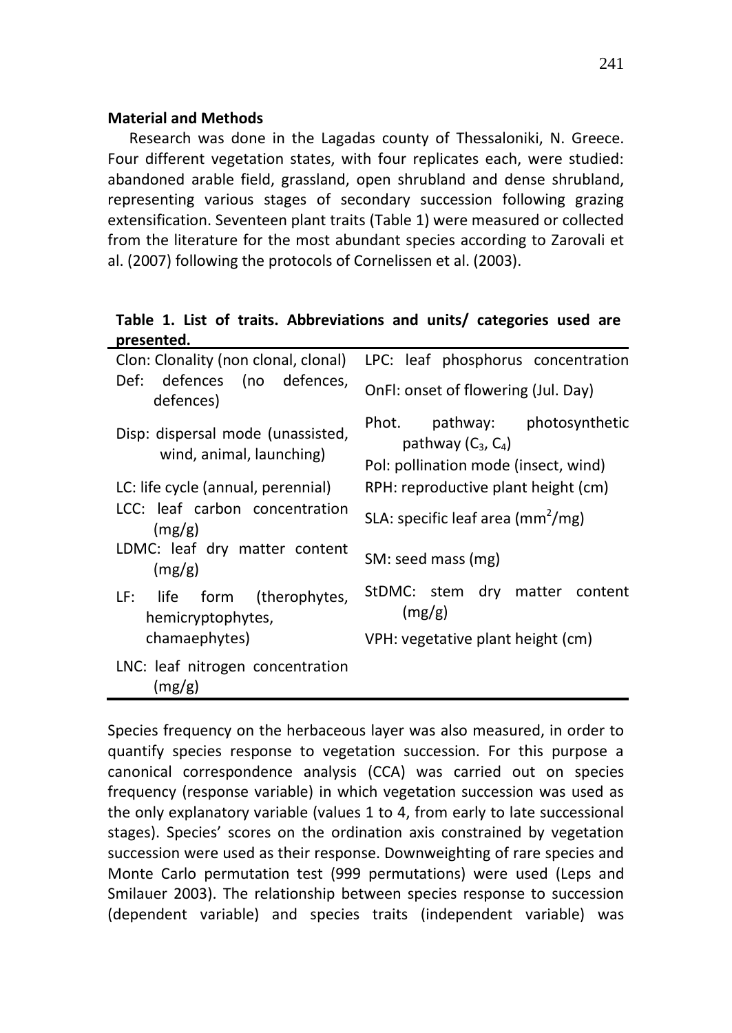**Material and Methods**

Research was done in the Lagadas county of Thessaloniki, N. Greece. Four different vegetation states, with four replicates each, were studied: abandoned arable field, grassland, open shrubland and dense shrubland, representing various stages of secondary succession following grazing extensification. Seventeen plant traits (Table 1) were measured or collected from the literature for the most abundant species according to Zarovali et al. (2007) following the protocols of Cornelissen et al. (2003).

**Table 1. List of traits. Abbreviations and units/ categories used are presented.**

| | |
|---|---|
| Clon: Clonality (non clonal, clonal) | LPC: leaf phosphorus concentration |
| Def: defences (no defences, defences) | OnFl: onset of flowering (Jul. Day) |
| Disp: dispersal mode (unassisted, wind, animal, launching) | Phot. pathway: photosynthetic pathway ($C_3$, $C_4$) |
| | Pol: pollination mode (insect, wind) |
| LC: life cycle (annual, perennial) | RPH: reproductive plant height (cm) |
| LCC: leaf carbon concentration (mg/g) | SLA: specific leaf area ($mm^2$/mg) |
| LDMC: leaf dry matter content (mg/g) | SM: seed mass (mg) |
| LF: life form (therophytes, hemicryptophytes, chamaephytes) | StDMC: stem dry matter content (mg/g) |
| | VPH: vegetative plant height (cm) |
| LNC: leaf nitrogen concentration (mg/g) | |

Species frequency on the herbaceous layer was also measured, in order to quantify species response to vegetation succession. For this purpose a canonical correspondence analysis (CCA) was carried out on species frequency (response variable) in which vegetation succession was used as the only explanatory variable (values 1 to 4, from early to late successional stages). Species' scores on the ordination axis constrained by vegetation succession were used as their response. Downweighting of rare species and Monte Carlo permutation test (999 permutations) were used (Leps and Smilauer 2003). The relationship between species response to succession (dependent variable) and species traits (independent variable) was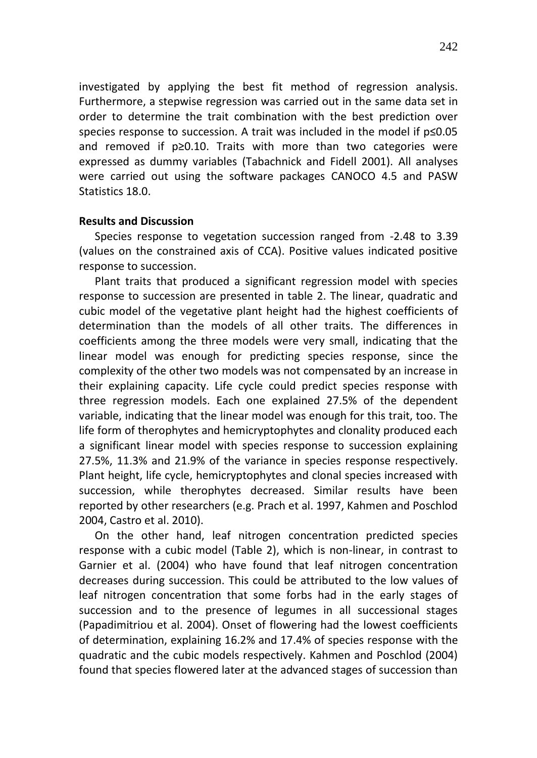investigated by applying the best fit method of regression analysis. Furthermore, a stepwise regression was carried out in the same data set in order to determine the trait combination with the best prediction over species response to succession. A trait was included in the model if $p \leq 0.05$ and removed if $p \geq 0.10$. Traits with more than two categories were expressed as dummy variables (Tabachnick and Fidell 2001). All analyses were carried out using the software packages CANOCO 4.5 and PASW Statistics 18.0.

**Results and Discussion**

Species response to vegetation succession ranged from -2.48 to 3.39 (values on the constrained axis of CCA). Positive values indicated positive response to succession.

Plant traits that produced a significant regression model with species response to succession are presented in table 2. The linear, quadratic and cubic model of the vegetative plant height had the highest coefficients of determination than the models of all other traits. The differences in coefficients among the three models were very small, indicating that the linear model was enough for predicting species response, since the complexity of the other two models was not compensated by an increase in their explaining capacity. Life cycle could predict species response with three regression models. Each one explained 27.5% of the dependent variable, indicating that the linear model was enough for this trait, too. The life form of therophytes and hemicryptophytes and clonality produced each a significant linear model with species response to succession explaining 27.5%, 11.3% and 21.9% of the variance in species response respectively. Plant height, life cycle, hemicryptophytes and clonal species increased with succession, while therophytes decreased. Similar results have been reported by other researchers (e.g. Prach et al. 1997, Kahmen and Poschlod 2004, Castro et al. 2010).

On the other hand, leaf nitrogen concentration predicted species response with a cubic model (Table 2), which is non-linear, in contrast to Garnier et al. (2004) who have found that leaf nitrogen concentration decreases during succession. This could be attributed to the low values of leaf nitrogen concentration that some forbs had in the early stages of succession and to the presence of legumes in all successional stages (Papadimitriou et al. 2004). Onset of flowering had the lowest coefficients of determination, explaining 16.2% and 17.4% of species response with the quadratic and the cubic models respectively. Kahmen and Poschlod (2004) found that species flowered later at the advanced stages of succession than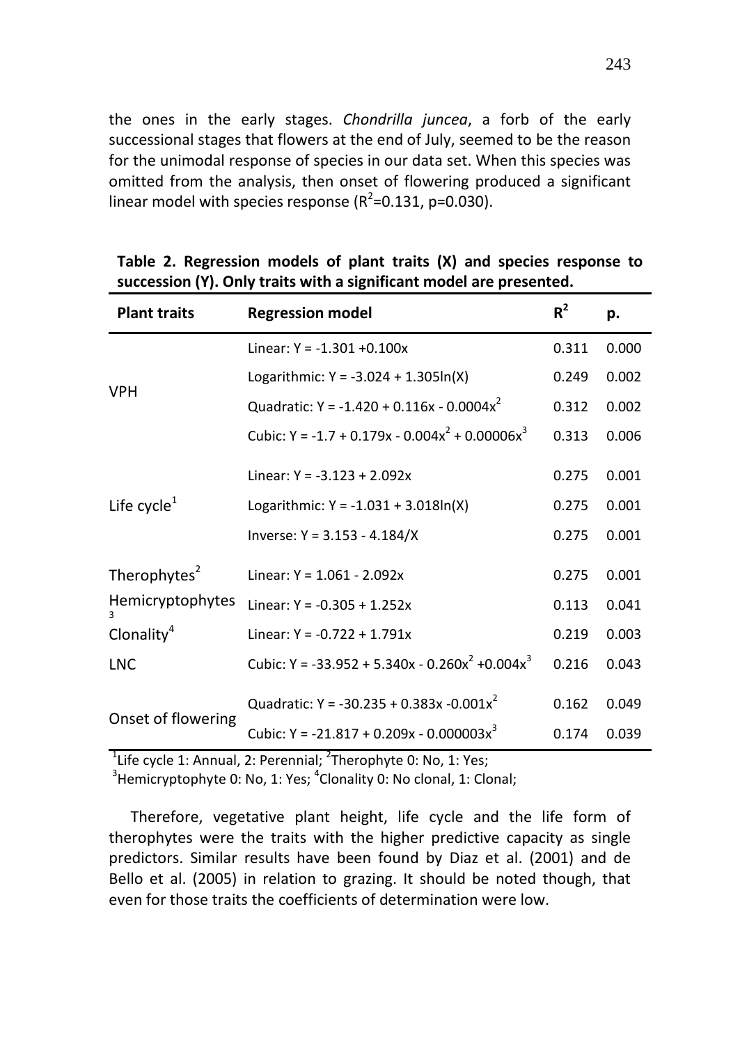the ones in the early stages. *Chondrilla juncea*, a forb of the early successional stages that flowers at the end of July, seemed to be the reason for the unimodal response of species in our data set. When this species was omitted from the analysis, then onset of flowering produced a significant linear model with species response ($R^2$=0.131, p=0.030).

**Table 2. Regression models of plant traits (X) and species response to succession (Y). Only traits with a significant model are presented.**

| Plant traits | Regression model | $R^2$ | p. |
|---|---|---|---|
| VPH | Linear: $Y = -1.301 + 0.100x$ | 0.311 | 0.000 |
| | Logarithmic: $Y = -3.024 + 1.305\ln(X)$ | 0.249 | 0.002 |
| | Quadratic: $Y = -1.420 + 0.116x - 0.0004x^2$ | 0.312 | 0.002 |
| | Cubic: $Y = -1.7 + 0.179x - 0.004x^2 + 0.00006x^3$ | 0.313 | 0.006 |
| Life cycle[1] | Linear: $Y = -3.123 + 2.092x$ | 0.275 | 0.001 |
| | Logarithmic: $Y = -1.031 + 3.018\ln(X)$ | 0.275 | 0.001 |
| | Inverse: $Y = 3.153 - 4.184/X$ | 0.275 | 0.001 |
| Therophytes[2] | Linear: $Y = 1.061 - 2.092x$ | 0.275 | 0.001 |
| Hemicryptophytes[3] | Linear: $Y = -0.305 + 1.252x$ | 0.113 | 0.041 |
| Clonality[4] | Linear: $Y = -0.722 + 1.791x$ | 0.219 | 0.003 |
| LNC | Cubic: $Y = -33.952 + 5.340x - 0.260x^2 + 0.004x^3$ | 0.216 | 0.043 |
| Onset of flowering | Quadratic: $Y = -30.235 + 0.383x - 0.001x^2$ | 0.162 | 0.049 |
| | Cubic: $Y = -21.817 + 0.209x - 0.000003x^3$ | 0.174 | 0.039 |

[1]Life cycle 1: Annual, 2: Perennial; [2]Therophyte 0: No, 1: Yes;
[3]Hemicryptophyte 0: No, 1: Yes; [4]Clonality 0: No clonal, 1: Clonal;

Therefore, vegetative plant height, life cycle and the life form of therophytes were the traits with the higher predictive capacity as single predictors. Similar results have been found by Diaz et al. (2001) and de Bello et al. (2005) in relation to grazing. It should be noted though, that even for those traits the coefficients of determination were low.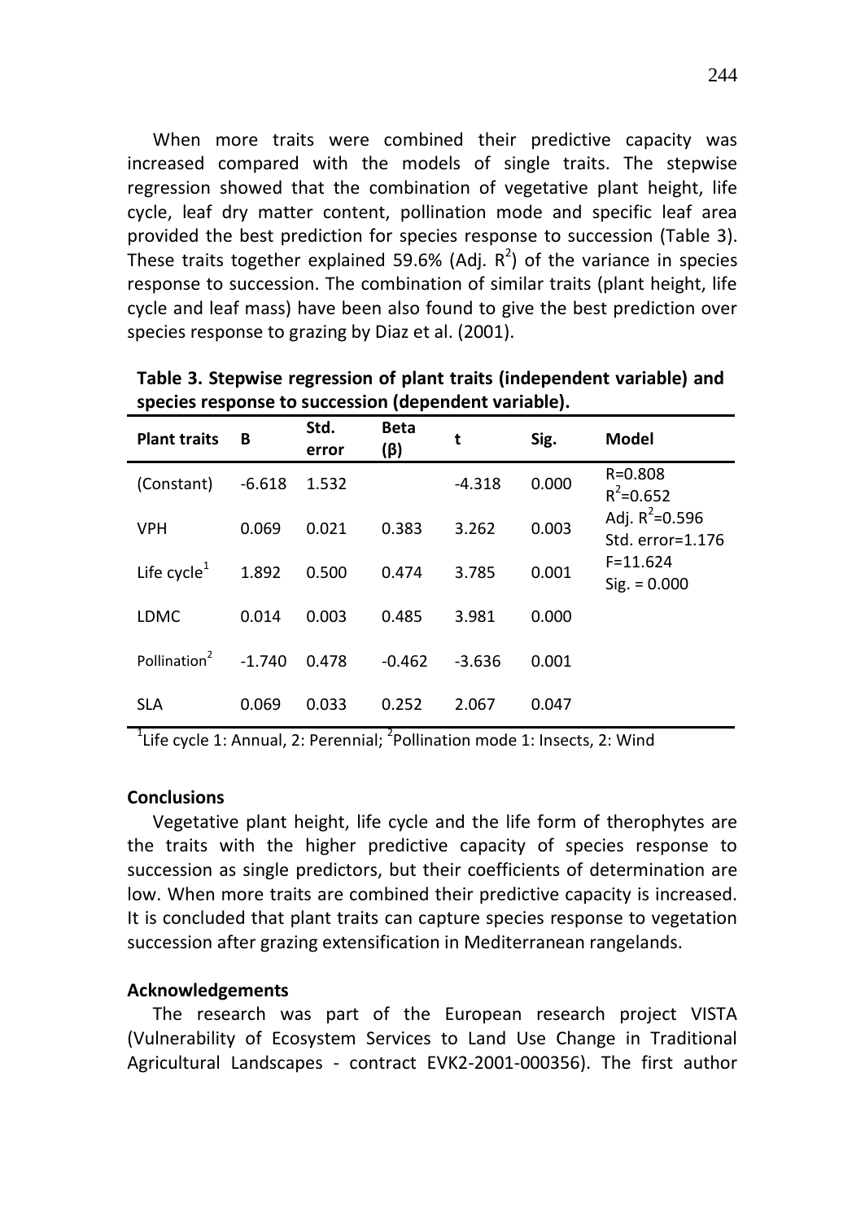When more traits were combined their predictive capacity was increased compared with the models of single traits. The stepwise regression showed that the combination of vegetative plant height, life cycle, leaf dry matter content, pollination mode and specific leaf area provided the best prediction for species response to succession (Table 3). These traits together explained 59.6% (Adj. $R^2$) of the variance in species response to succession. The combination of similar traits (plant height, life cycle and leaf mass) have been also found to give the best prediction over species response to grazing by Diaz et al. (2001).

**Table 3. Stepwise regression of plant traits (independent variable) and species response to succession (dependent variable).**

| Plant traits | B | Std. error | Beta (β) | t | Sig. | Model |
|---|---|---|---|---|---|---|
| (Constant) | -6.618 | 1.532 | | -4.318 | 0.000 | R=0.808<br>$R^2$=0.652 |
| VPH | 0.069 | 0.021 | 0.383 | 3.262 | 0.003 | Adj. $R^2$=0.596<br>Std. error=1.176 |
| Life cycle[1] | 1.892 | 0.500 | 0.474 | 3.785 | 0.001 | F=11.624<br>Sig. = 0.000 |
| LDMC | 0.014 | 0.003 | 0.485 | 3.981 | 0.000 | |
| Pollination[2] | -1.740 | 0.478 | -0.462 | -3.636 | 0.001 | |
| SLA | 0.069 | 0.033 | 0.252 | 2.067 | 0.047 | |

[1]Life cycle 1: Annual, 2: Perennial; [2]Pollination mode 1: Insects, 2: Wind

**Conclusions**

Vegetative plant height, life cycle and the life form of therophytes are the traits with the higher predictive capacity of species response to succession as single predictors, but their coefficients of determination are low. When more traits are combined their predictive capacity is increased. It is concluded that plant traits can capture species response to vegetation succession after grazing extensification in Mediterranean rangelands.

**Acknowledgements**

The research was part of the European research project VISTA (Vulnerability of Ecosystem Services to Land Use Change in Traditional Agricultural Landscapes - contract EVK2-2001-000356). The first author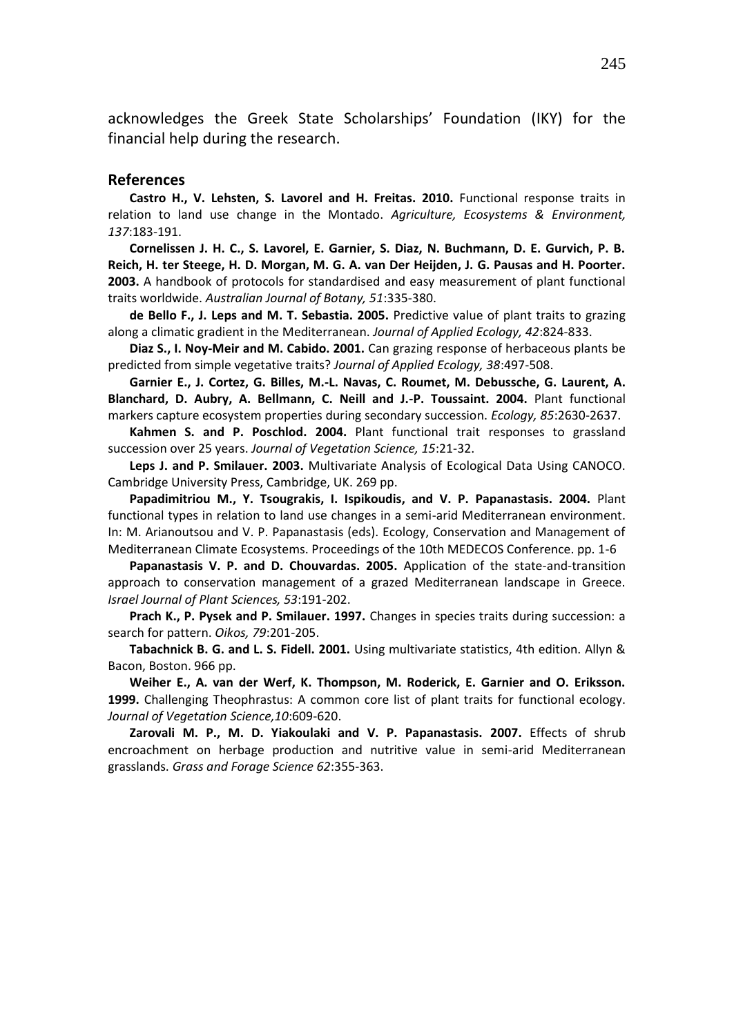acknowledges the Greek State Scholarships' Foundation (IKY) for the financial help during the research.

## References

**Castro H., V. Lehsten, S. Lavorel and H. Freitas. 2010.** Functional response traits in relation to land use change in the Montado. *Agriculture, Ecosystems & Environment, 137*:183-191.

**Cornelissen J. H. C., S. Lavorel, E. Garnier, S. Diaz, N. Buchmann, D. E. Gurvich, P. B. Reich, H. ter Steege, H. D. Morgan, M. G. A. van Der Heijden, J. G. Pausas and H. Poorter. 2003.** A handbook of protocols for standardised and easy measurement of plant functional traits worldwide. *Australian Journal of Botany, 51*:335-380.

**de Bello F., J. Leps and M. T. Sebastia. 2005.** Predictive value of plant traits to grazing along a climatic gradient in the Mediterranean. *Journal of Applied Ecology, 42*:824-833.

**Diaz S., I. Noy-Meir and M. Cabido. 2001.** Can grazing response of herbaceous plants be predicted from simple vegetative traits? *Journal of Applied Ecology, 38*:497-508.

**Garnier E., J. Cortez, G. Billes, M.-L. Navas, C. Roumet, M. Debussche, G. Laurent, A. Blanchard, D. Aubry, A. Bellmann, C. Neill and J.-P. Toussaint. 2004.** Plant functional markers capture ecosystem properties during secondary succession. *Ecology, 85*:2630-2637.

**Kahmen S. and P. Poschlod. 2004.** Plant functional trait responses to grassland succession over 25 years. *Journal of Vegetation Science, 15*:21-32.

**Leps J. and P. Smilauer. 2003.** Multivariate Analysis of Ecological Data Using CANOCO. Cambridge University Press, Cambridge, UK. 269 pp.

**Papadimitriou M., Y. Tsougrakis, I. Ispikoudis, and V. P. Papanastasis. 2004.** Plant functional types in relation to land use changes in a semi-arid Mediterranean environment. In: M. Arianoutsou and V. P. Papanastasis (eds). Ecology, Conservation and Management of Mediterranean Climate Ecosystems. Proceedings of the 10th MEDECOS Conference. pp. 1-6

**Papanastasis V. P. and D. Chouvardas. 2005.** Application of the state-and-transition approach to conservation management of a grazed Mediterranean landscape in Greece. *Israel Journal of Plant Sciences, 53*:191-202.

**Prach K., P. Pysek and P. Smilauer. 1997.** Changes in species traits during succession: a search for pattern. *Oikos, 79*:201-205.

**Tabachnick B. G. and L. S. Fidell. 2001.** Using multivariate statistics, 4th edition. Allyn & Bacon, Boston. 966 pp.

**Weiher E., A. van der Werf, K. Thompson, M. Roderick, E. Garnier and O. Eriksson. 1999.** Challenging Theophrastus: A common core list of plant traits for functional ecology. *Journal of Vegetation Science,10*:609-620.

**Zarovali M. P., M. D. Yiakoulaki and V. P. Papanastasis. 2007.** Effects of shrub encroachment on herbage production and nutritive value in semi-arid Mediterranean grasslands. *Grass and Forage Science 62*:355-363.